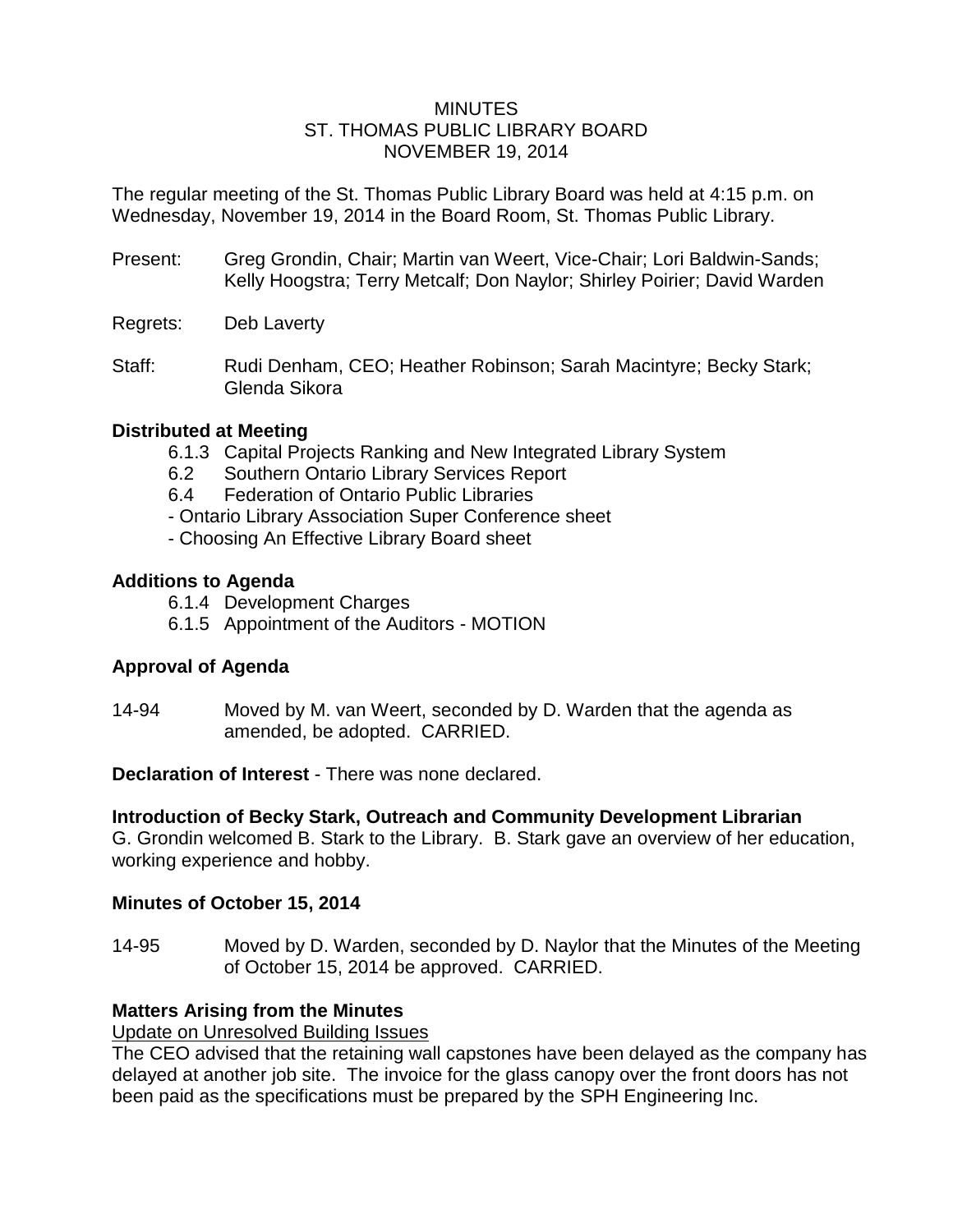# MINUTES
# ST. THOMAS PUBLIC LIBRARY BOARD
# NOVEMBER 19, 2014

The regular meeting of the St. Thomas Public Library Board was held at 4:15 p.m. on Wednesday, November 19, 2014 in the Board Room, St. Thomas Public Library.

Present: Greg Grondin, Chair; Martin van Weert, Vice-Chair; Lori Baldwin-Sands; Kelly Hoogstra; Terry Metcalf; Don Naylor; Shirley Poirier; David Warden

Regrets: Deb Laverty

Staff: Rudi Denham, CEO; Heather Robinson; Sarah Macintyre; Becky Stark; Glenda Sikora

**Distributed at Meeting**

- 6.1.3 Capital Projects Ranking and New Integrated Library System
- 6.2 Southern Ontario Library Services Report
- 6.4 Federation of Ontario Public Libraries
- Ontario Library Association Super Conference sheet
- Choosing An Effective Library Board sheet

**Additions to Agenda**

- 6.1.4 Development Charges
- 6.1.5 Appointment of the Auditors - MOTION

**Approval of Agenda**

14-94 Moved by M. van Weert, seconded by D. Warden that the agenda as amended, be adopted. CARRIED.

**Declaration of Interest** - There was none declared.

**Introduction of Becky Stark, Outreach and Community Development Librarian**

G. Grondin welcomed B. Stark to the Library. B. Stark gave an overview of her education, working experience and hobby.

**Minutes of October 15, 2014**

14-95 Moved by D. Warden, seconded by D. Naylor that the Minutes of the Meeting of October 15, 2014 be approved. CARRIED.

**Matters Arising from the Minutes**

Update on Unresolved Building Issues

The CEO advised that the retaining wall capstones have been delayed as the company has delayed at another job site. The invoice for the glass canopy over the front doors has not been paid as the specifications must be prepared by the SPH Engineering Inc.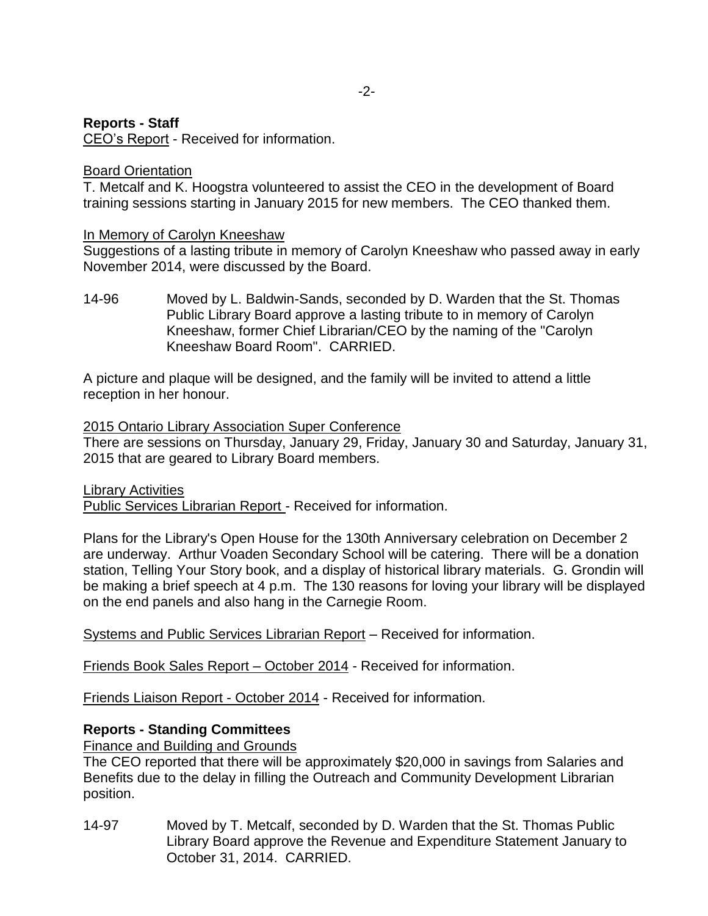**Reports - Staff**

CEO's Report - Received for information.

Board Orientation

T. Metcalf and K. Hoogstra volunteered to assist the CEO in the development of Board training sessions starting in January 2015 for new members. The CEO thanked them.

In Memory of Carolyn Kneeshaw

Suggestions of a lasting tribute in memory of Carolyn Kneeshaw who passed away in early November 2014, were discussed by the Board.

14-96 Moved by L. Baldwin-Sands, seconded by D. Warden that the St. Thomas Public Library Board approve a lasting tribute to in memory of Carolyn Kneeshaw, former Chief Librarian/CEO by the naming of the "Carolyn Kneeshaw Board Room". CARRIED.

A picture and plaque will be designed, and the family will be invited to attend a little reception in her honour.

2015 Ontario Library Association Super Conference

There are sessions on Thursday, January 29, Friday, January 30 and Saturday, January 31, 2015 that are geared to Library Board members.

Library Activities

Public Services Librarian Report - Received for information.

Plans for the Library's Open House for the 130th Anniversary celebration on December 2 are underway. Arthur Voaden Secondary School will be catering. There will be a donation station, Telling Your Story book, and a display of historical library materials. G. Grondin will be making a brief speech at 4 p.m. The 130 reasons for loving your library will be displayed on the end panels and also hang in the Carnegie Room.

Systems and Public Services Librarian Report – Received for information.

Friends Book Sales Report – October 2014 - Received for information.

Friends Liaison Report - October 2014 - Received for information.

**Reports - Standing Committees**

Finance and Building and Grounds

The CEO reported that there will be approximately $20,000 in savings from Salaries and Benefits due to the delay in filling the Outreach and Community Development Librarian position.

14-97 Moved by T. Metcalf, seconded by D. Warden that the St. Thomas Public Library Board approve the Revenue and Expenditure Statement January to October 31, 2014. CARRIED.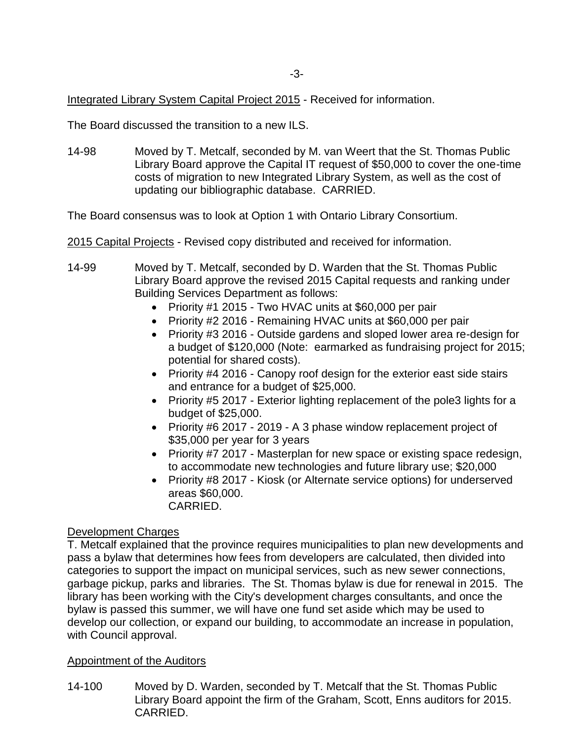Integrated Library System Capital Project 2015 - Received for information.

The Board discussed the transition to a new ILS.

14-98 Moved by T. Metcalf, seconded by M. van Weert that the St. Thomas Public Library Board approve the Capital IT request of $50,000 to cover the one-time costs of migration to new Integrated Library System, as well as the cost of updating our bibliographic database. CARRIED.

The Board consensus was to look at Option 1 with Ontario Library Consortium.

2015 Capital Projects - Revised copy distributed and received for information.

14-99 Moved by T. Metcalf, seconded by D. Warden that the St. Thomas Public Library Board approve the revised 2015 Capital requests and ranking under Building Services Department as follows:

- Priority #1 2015 - Two HVAC units at $60,000 per pair
- Priority #2 2016 - Remaining HVAC units at $60,000 per pair
- Priority #3 2016 - Outside gardens and sloped lower area re-design for a budget of $120,000 (Note: earmarked as fundraising project for 2015; potential for shared costs).
- Priority #4 2016 - Canopy roof design for the exterior east side stairs and entrance for a budget of $25,000.
- Priority #5 2017 - Exterior lighting replacement of the pole3 lights for a budget of $25,000.
- Priority #6 2017 - 2019 - A 3 phase window replacement project of $35,000 per year for 3 years
- Priority #7 2017 - Masterplan for new space or existing space redesign, to accommodate new technologies and future library use; $20,000
- Priority #8 2017 - Kiosk (or Alternate service options) for underserved areas $60,000.

CARRIED.

Development Charges

T. Metcalf explained that the province requires municipalities to plan new developments and pass a bylaw that determines how fees from developers are calculated, then divided into categories to support the impact on municipal services, such as new sewer connections, garbage pickup, parks and libraries. The St. Thomas bylaw is due for renewal in 2015. The library has been working with the City's development charges consultants, and once the bylaw is passed this summer, we will have one fund set aside which may be used to develop our collection, or expand our building, to accommodate an increase in population, with Council approval.

Appointment of the Auditors

14-100 Moved by D. Warden, seconded by T. Metcalf that the St. Thomas Public Library Board appoint the firm of the Graham, Scott, Enns auditors for 2015. CARRIED.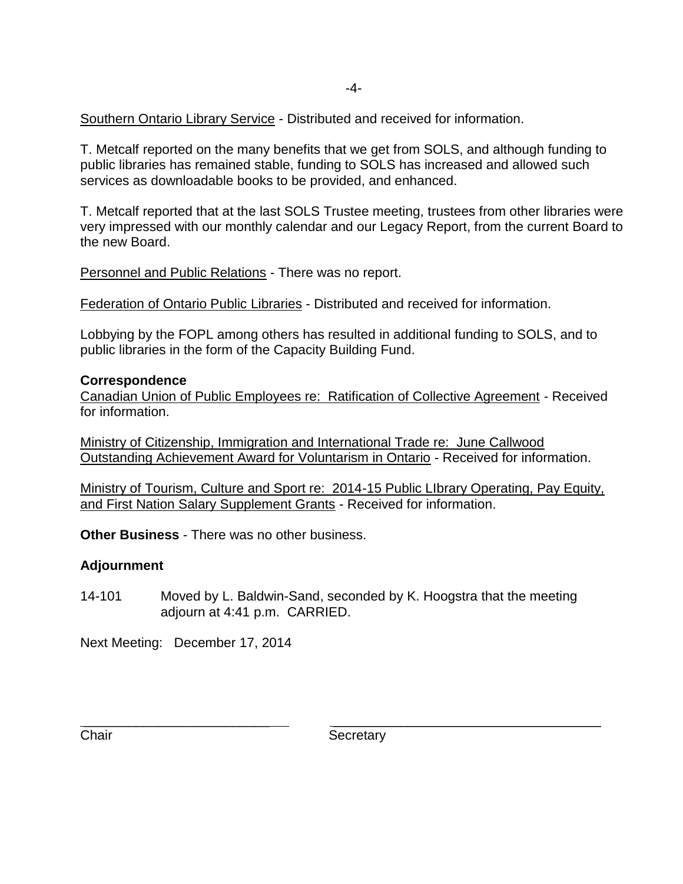Southern Ontario Library Service - Distributed and received for information.

T. Metcalf reported on the many benefits that we get from SOLS, and although funding to public libraries has remained stable, funding to SOLS has increased and allowed such services as downloadable books to be provided, and enhanced.

T. Metcalf reported that at the last SOLS Trustee meeting, trustees from other libraries were very impressed with our monthly calendar and our Legacy Report, from the current Board to the new Board.

Personnel and Public Relations - There was no report.

Federation of Ontario Public Libraries - Distributed and received for information.

Lobbying by the FOPL among others has resulted in additional funding to SOLS, and to public libraries in the form of the Capacity Building Fund.

**Correspondence**

Canadian Union of Public Employees re: Ratification of Collective Agreement - Received for information.

Ministry of Citizenship, Immigration and International Trade re: June Callwood Outstanding Achievement Award for Voluntarism in Ontario - Received for information.

Ministry of Tourism, Culture and Sport re: 2014-15 Public LIbrary Operating, Pay Equity, and First Nation Salary Supplement Grants - Received for information.

**Other Business** - There was no other business.

**Adjournment**

14-101 Moved by L. Baldwin-Sand, seconded by K. Hoogstra that the meeting adjourn at 4:41 p.m. CARRIED.

Next Meeting: December 17, 2014

\_\_\_\_\_\_\_\_\_\_\_\_\_\_\_\_\_\_\_\_\_\_\_\_\_\_\_\_ \_\_\_\_\_\_\_\_\_\_\_\_\_\_\_\_\_\_\_\_\_\_\_\_\_\_\_\_\_\_\_\_\_\_\_\_\_\_

Chair Secretary